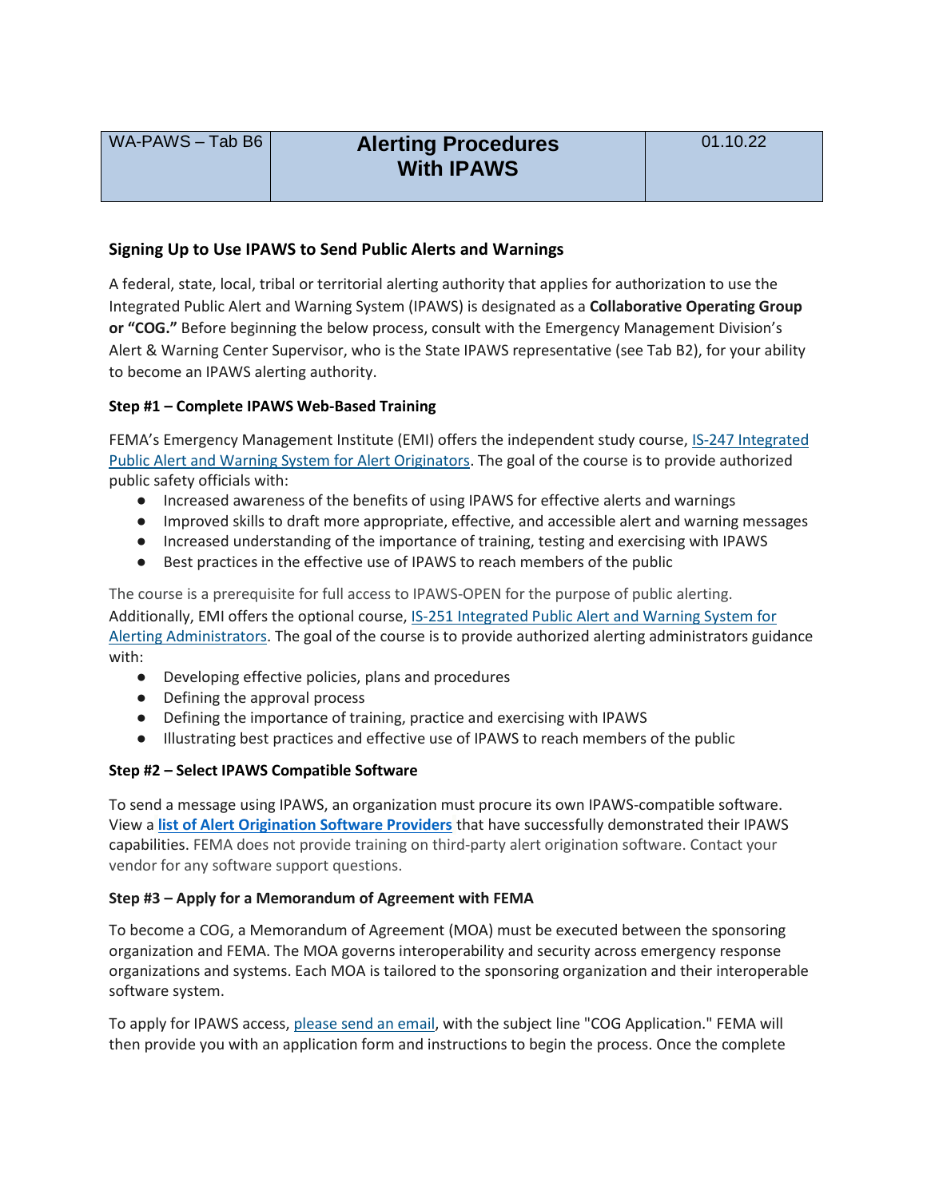| WA-PAWS – Tab B6 | Alerting Procedures With IPAWS | 01.10.22 |
|---|---|---|

## Signing Up to Use IPAWS to Send Public Alerts and Warnings

A federal, state, local, tribal or territorial alerting authority that applies for authorization to use the Integrated Public Alert and Warning System (IPAWS) is designated as a **Collaborative Operating Group or "COG."** Before beginning the below process, consult with the Emergency Management Division's Alert & Warning Center Supervisor, who is the State IPAWS representative (see Tab B2), for your ability to become an IPAWS alerting authority.

### Step #1 – Complete IPAWS Web-Based Training

FEMA's Emergency Management Institute (EMI) offers the independent study course, IS-247 Integrated Public Alert and Warning System for Alert Originators. The goal of the course is to provide authorized public safety officials with:

- Increased awareness of the benefits of using IPAWS for effective alerts and warnings
- Improved skills to draft more appropriate, effective, and accessible alert and warning messages
- Increased understanding of the importance of training, testing and exercising with IPAWS
- Best practices in the effective use of IPAWS to reach members of the public

The course is a prerequisite for full access to IPAWS-OPEN for the purpose of public alerting.
Additionally, EMI offers the optional course, IS-251 Integrated Public Alert and Warning System for Alerting Administrators. The goal of the course is to provide authorized alerting administrators guidance with:

- Developing effective policies, plans and procedures
- Defining the approval process
- Defining the importance of training, practice and exercising with IPAWS
- Illustrating best practices and effective use of IPAWS to reach members of the public

### Step #2 – Select IPAWS Compatible Software

To send a message using IPAWS, an organization must procure its own IPAWS-compatible software. View a **list of Alert Origination Software Providers** that have successfully demonstrated their IPAWS capabilities. FEMA does not provide training on third-party alert origination software. Contact your vendor for any software support questions.

### Step #3 – Apply for a Memorandum of Agreement with FEMA

To become a COG, a Memorandum of Agreement (MOA) must be executed between the sponsoring organization and FEMA. The MOA governs interoperability and security across emergency response organizations and systems. Each MOA is tailored to the sponsoring organization and their interoperable software system.

To apply for IPAWS access, please send an email, with the subject line "COG Application." FEMA will then provide you with an application form and instructions to begin the process. Once the complete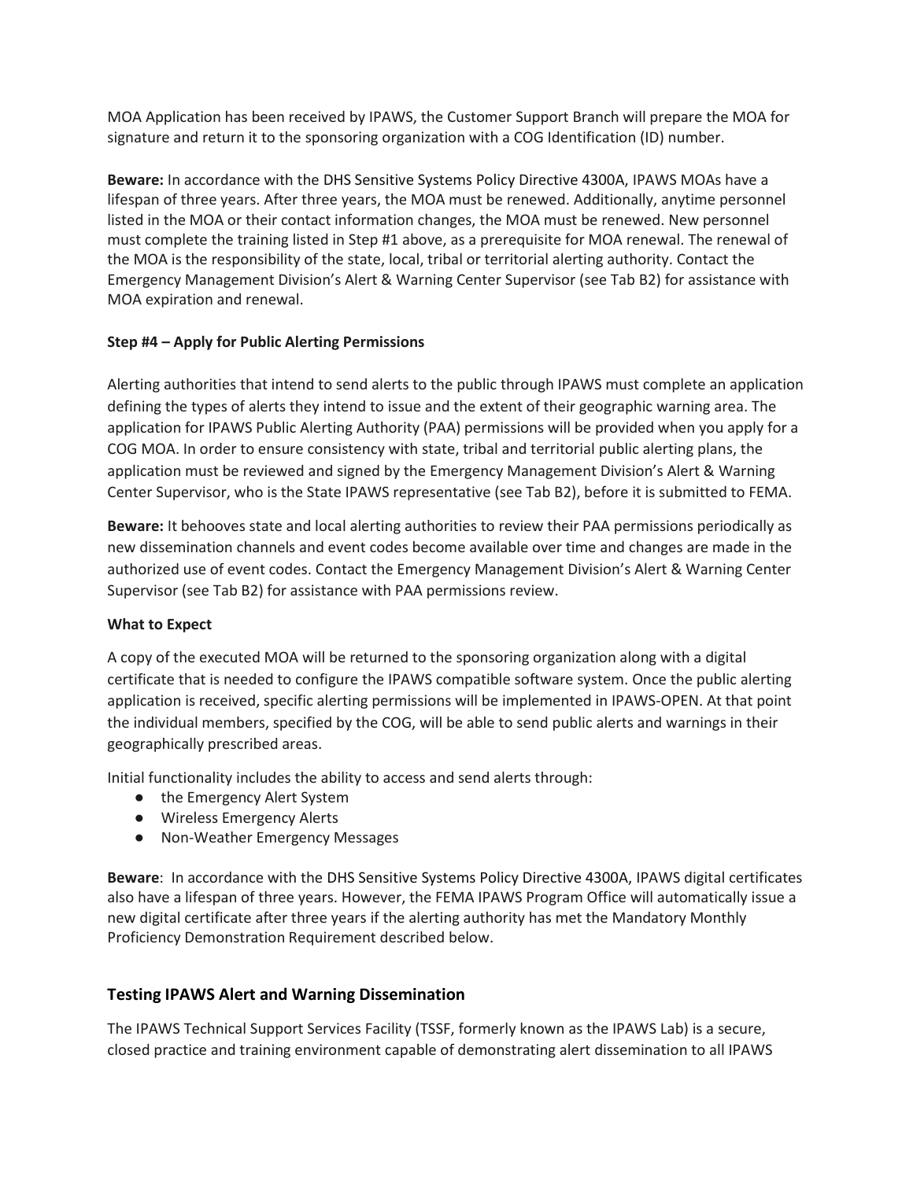MOA Application has been received by IPAWS, the Customer Support Branch will prepare the MOA for signature and return it to the sponsoring organization with a COG Identification (ID) number.

**Beware:** In accordance with the DHS Sensitive Systems Policy Directive 4300A, IPAWS MOAs have a lifespan of three years. After three years, the MOA must be renewed. Additionally, anytime personnel listed in the MOA or their contact information changes, the MOA must be renewed. New personnel must complete the training listed in Step #1 above, as a prerequisite for MOA renewal. The renewal of the MOA is the responsibility of the state, local, tribal or territorial alerting authority. Contact the Emergency Management Division's Alert & Warning Center Supervisor (see Tab B2) for assistance with MOA expiration and renewal.

**Step #4 – Apply for Public Alerting Permissions**

Alerting authorities that intend to send alerts to the public through IPAWS must complete an application defining the types of alerts they intend to issue and the extent of their geographic warning area. The application for IPAWS Public Alerting Authority (PAA) permissions will be provided when you apply for a COG MOA. In order to ensure consistency with state, tribal and territorial public alerting plans, the application must be reviewed and signed by the Emergency Management Division's Alert & Warning Center Supervisor, who is the State IPAWS representative (see Tab B2), before it is submitted to FEMA.

**Beware:** It behooves state and local alerting authorities to review their PAA permissions periodically as new dissemination channels and event codes become available over time and changes are made in the authorized use of event codes. Contact the Emergency Management Division's Alert & Warning Center Supervisor (see Tab B2) for assistance with PAA permissions review.

**What to Expect**

A copy of the executed MOA will be returned to the sponsoring organization along with a digital certificate that is needed to configure the IPAWS compatible software system. Once the public alerting application is received, specific alerting permissions will be implemented in IPAWS-OPEN. At that point the individual members, specified by the COG, will be able to send public alerts and warnings in their geographically prescribed areas.

Initial functionality includes the ability to access and send alerts through:

- the Emergency Alert System
- Wireless Emergency Alerts
- Non-Weather Emergency Messages

**Beware**: In accordance with the DHS Sensitive Systems Policy Directive 4300A, IPAWS digital certificates also have a lifespan of three years. However, the FEMA IPAWS Program Office will automatically issue a new digital certificate after three years if the alerting authority has met the Mandatory Monthly Proficiency Demonstration Requirement described below.

## Testing IPAWS Alert and Warning Dissemination

The IPAWS Technical Support Services Facility (TSSF, formerly known as the IPAWS Lab) is a secure, closed practice and training environment capable of demonstrating alert dissemination to all IPAWS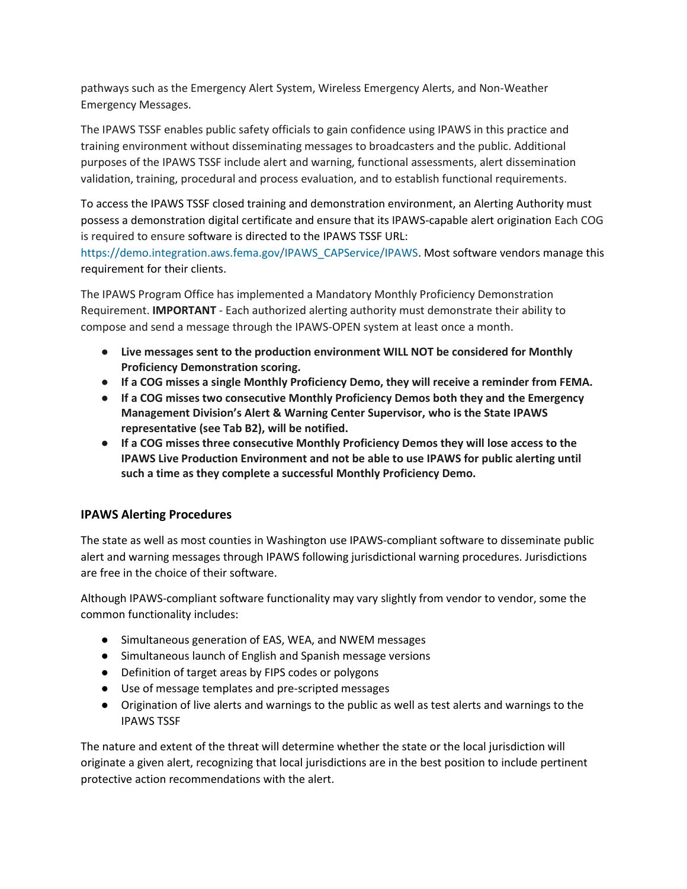pathways such as the Emergency Alert System, Wireless Emergency Alerts, and Non-Weather Emergency Messages.

The IPAWS TSSF enables public safety officials to gain confidence using IPAWS in this practice and training environment without disseminating messages to broadcasters and the public. Additional purposes of the IPAWS TSSF include alert and warning, functional assessments, alert dissemination validation, training, procedural and process evaluation, and to establish functional requirements.

To access the IPAWS TSSF closed training and demonstration environment, an Alerting Authority must possess a demonstration digital certificate and ensure that its IPAWS-capable alert origination Each COG is required to ensure software is directed to the IPAWS TSSF URL: https://demo.integration.aws.fema.gov/IPAWS_CAPService/IPAWS. Most software vendors manage this requirement for their clients.

The IPAWS Program Office has implemented a Mandatory Monthly Proficiency Demonstration Requirement. **IMPORTANT** - Each authorized alerting authority must demonstrate their ability to compose and send a message through the IPAWS-OPEN system at least once a month.

- **Live messages sent to the production environment WILL NOT be considered for Monthly Proficiency Demonstration scoring.**
- **If a COG misses a single Monthly Proficiency Demo, they will receive a reminder from FEMA.**
- **If a COG misses two consecutive Monthly Proficiency Demos both they and the Emergency Management Division's Alert & Warning Center Supervisor, who is the State IPAWS representative (see Tab B2), will be notified.**
- **If a COG misses three consecutive Monthly Proficiency Demos they will lose access to the IPAWS Live Production Environment and not be able to use IPAWS for public alerting until such a time as they complete a successful Monthly Proficiency Demo.**

### IPAWS Alerting Procedures

The state as well as most counties in Washington use IPAWS-compliant software to disseminate public alert and warning messages through IPAWS following jurisdictional warning procedures. Jurisdictions are free in the choice of their software.

Although IPAWS-compliant software functionality may vary slightly from vendor to vendor, some the common functionality includes:

- Simultaneous generation of EAS, WEA, and NWEM messages
- Simultaneous launch of English and Spanish message versions
- Definition of target areas by FIPS codes or polygons
- Use of message templates and pre-scripted messages
- Origination of live alerts and warnings to the public as well as test alerts and warnings to the IPAWS TSSF

The nature and extent of the threat will determine whether the state or the local jurisdiction will originate a given alert, recognizing that local jurisdictions are in the best position to include pertinent protective action recommendations with the alert.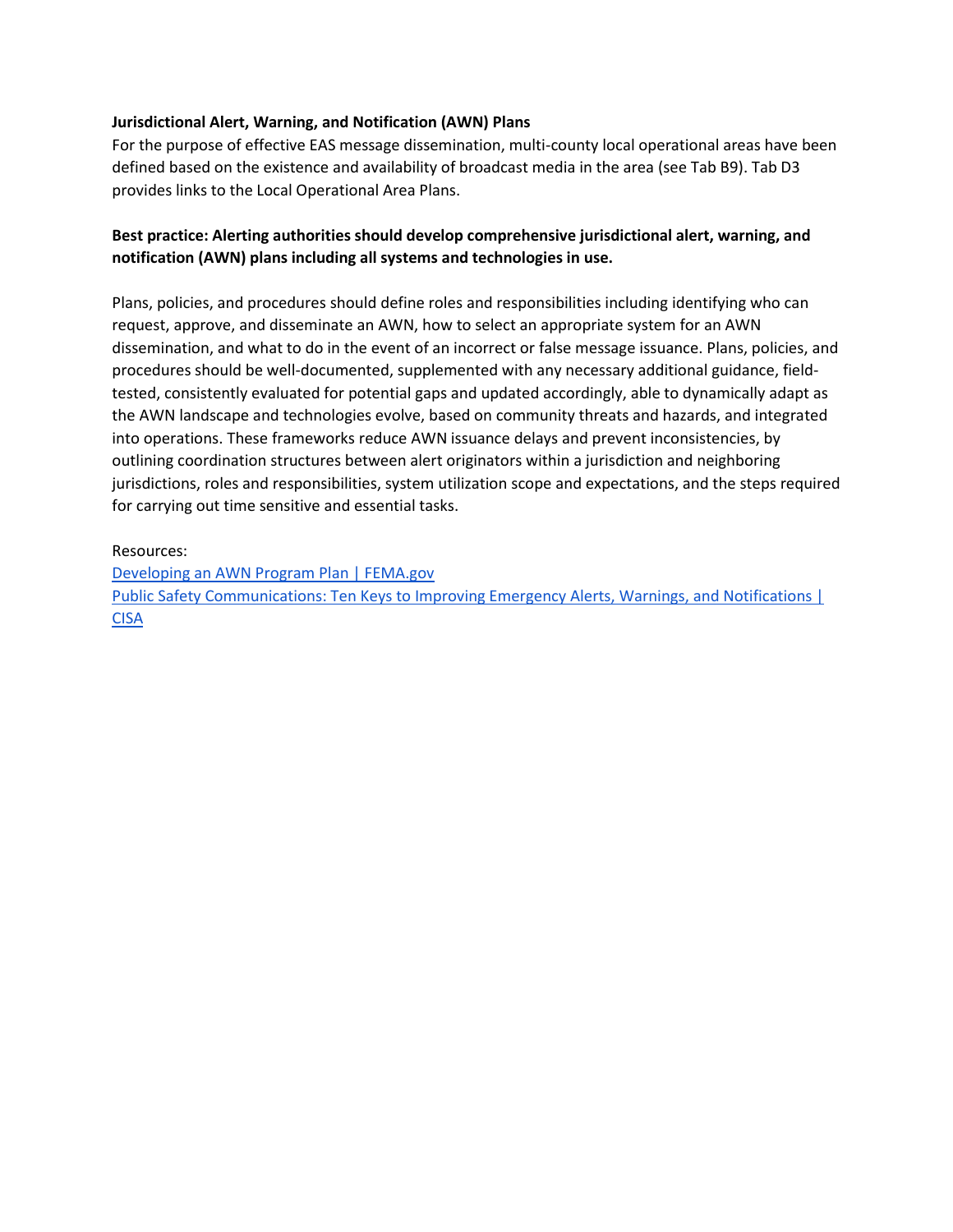### Jurisdictional Alert, Warning, and Notification (AWN) Plans

For the purpose of effective EAS message dissemination, multi-county local operational areas have been defined based on the existence and availability of broadcast media in the area (see Tab B9). Tab D3 provides links to the Local Operational Area Plans.

**Best practice: Alerting authorities should develop comprehensive jurisdictional alert, warning, and notification (AWN) plans including all systems and technologies in use.**

Plans, policies, and procedures should define roles and responsibilities including identifying who can request, approve, and disseminate an AWN, how to select an appropriate system for an AWN dissemination, and what to do in the event of an incorrect or false message issuance. Plans, policies, and procedures should be well-documented, supplemented with any necessary additional guidance, field-tested, consistently evaluated for potential gaps and updated accordingly, able to dynamically adapt as the AWN landscape and technologies evolve, based on community threats and hazards, and integrated into operations. These frameworks reduce AWN issuance delays and prevent inconsistencies, by outlining coordination structures between alert originators within a jurisdiction and neighboring jurisdictions, roles and responsibilities, system utilization scope and expectations, and the steps required for carrying out time sensitive and essential tasks.

Resources:

[Developing an AWN Program Plan | FEMA.gov]()

[Public Safety Communications: Ten Keys to Improving Emergency Alerts, Warnings, and Notifications | CISA]()